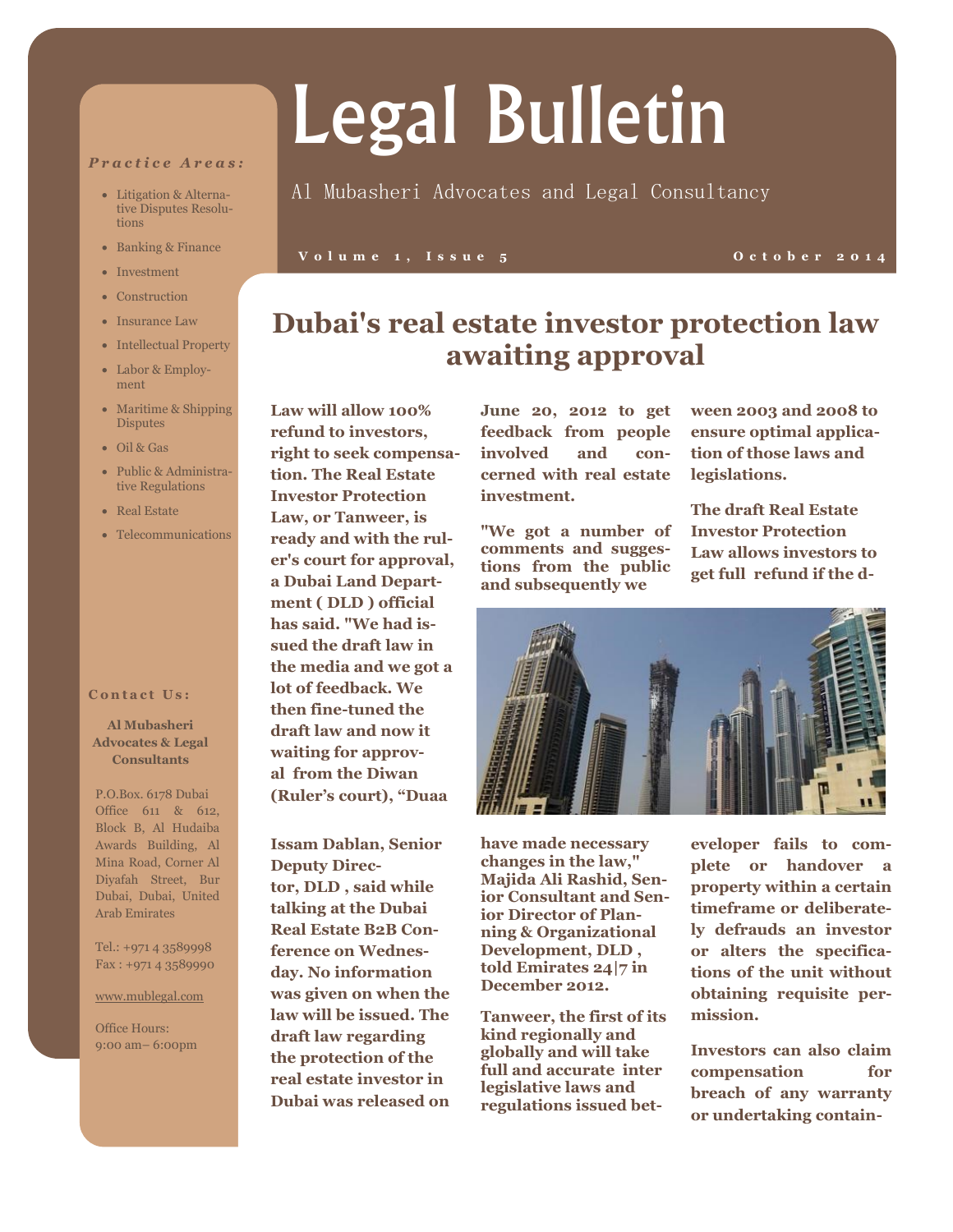# Legal Bulletin

Al Mubasheri Advocates and Legal Consultancy

Volume 1, Issue 5 — October 2014

***Practice Areas:***

- Litigation & Alternative Disputes Resolutions
- Banking & Finance
- Investment
- Construction
- Insurance Law
- Intellectual Property
- Labor & Employment
- Maritime & Shipping Disputes
- Oil & Gas
- Public & Administrative Regulations
- Real Estate
- Telecommunications

**Contact Us:**

**Al Mubasheri Advocates & Legal Consultants**

P.O.Box. 6178 Dubai Office 611 & 612, Block B, Al Hudaiba Awards Building, Al Mina Road, Corner Al Diyafah Street, Bur Dubai, Dubai, United Arab Emirates

Tel.: +971 4 3589998
Fax : +971 4 3589990

www.mublegal.com

Office Hours:
9:00 am– 6:00pm

## Dubai's real estate investor protection law awaiting approval

**Law will allow 100% refund to investors, right to seek compensation. The Real Estate Investor Protection Law, or Tanweer, is ready and with the ruler's court for approval, a Dubai Land Department ( DLD ) official has said. "We had issued the draft law in the media and we got a lot of feedback. We then fine-tuned the draft law and now it waiting for approval from the Diwan (Ruler's court), "Duaa Issam Dablan, Senior Deputy Director, DLD , said while talking at the Dubai Real Estate B2B Conference on Wednesday. No information was given on when the law will be issued. The draft law regarding the protection of the real estate investor in Dubai was released on June 20, 2012 to get feedback from people involved and concerned with real estate investment.**

**"We got a number of comments and suggestions from the public and subsequently we have made necessary changes in the law," Majida Ali Rashid, Senior Consultant and Senior Director of Planning & Organizational Development, DLD , told Emirates 24|7 in December 2012.**

**Tanweer, the first of its kind regionally and globally and will take full and accurate inter legislative laws and regulations issued between 2003 and 2008 to ensure optimal application of those laws and legislations.**

**The draft Real Estate Investor Protection Law allows investors to get full refund if the developer fails to complete or handover a property within a certain timeframe or deliberately defrauds an investor or alters the specifications of the unit without obtaining requisite permission.**

**Investors can also claim compensation for breach of any warranty or undertaking contain-**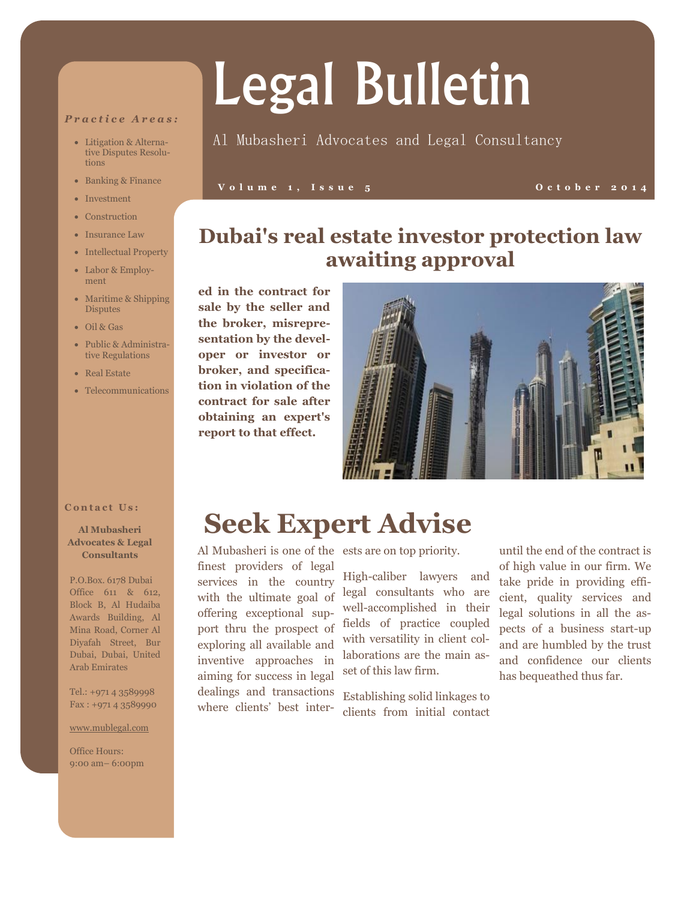# Legal Bulletin

Al Mubasheri Advocates and Legal Consultancy

Volume 1, Issue 5 — October 2014

## Dubai's real estate investor protection law awaiting approval

**ed in the contract for sale by the seller and the broker, misrepresentation by the developer or investor or broker, and specification in violation of the contract for sale after obtaining an expert's report to that effect.**

# Seek Expert Advise

Al Mubasheri is one of the finest providers of legal services in the country with the ultimate goal of offering exceptional support thru the prospect of exploring all available and inventive approaches in aiming for success in legal dealings and transactions where clients' best interests are on top priority.

High-caliber lawyers and legal consultants who are well-accomplished in their fields of practice coupled with versatility in client collaborations are the main asset of this law firm.

Establishing solid linkages to clients from initial contact until the end of the contract is of high value in our firm. We take pride in providing efficient, quality services and legal solutions in all the aspects of a business start-up and are humbled by the trust and confidence our clients has bequeathed thus far.

***Practice Areas:***

- Litigation & Alternative Disputes Resolutions
- Banking & Finance
- Investment
- Construction
- Insurance Law
- Intellectual Property
- Labor & Employment
- Maritime & Shipping Disputes
- Oil & Gas
- Public & Administrative Regulations
- Real Estate
- Telecommunications

**Contact Us:**

**Al Mubasheri Advocates & Legal Consultants**

P.O.Box. 6178 Dubai Office 611 & 612, Block B, Al Hudaiba Awards Building, Al Mina Road, Corner Al Diyafah Street, Bur Dubai, Dubai, United Arab Emirates

Tel.: +971 4 3589998
Fax : +971 4 3589990

www.mublegal.com

Office Hours:
9:00 am– 6:00pm